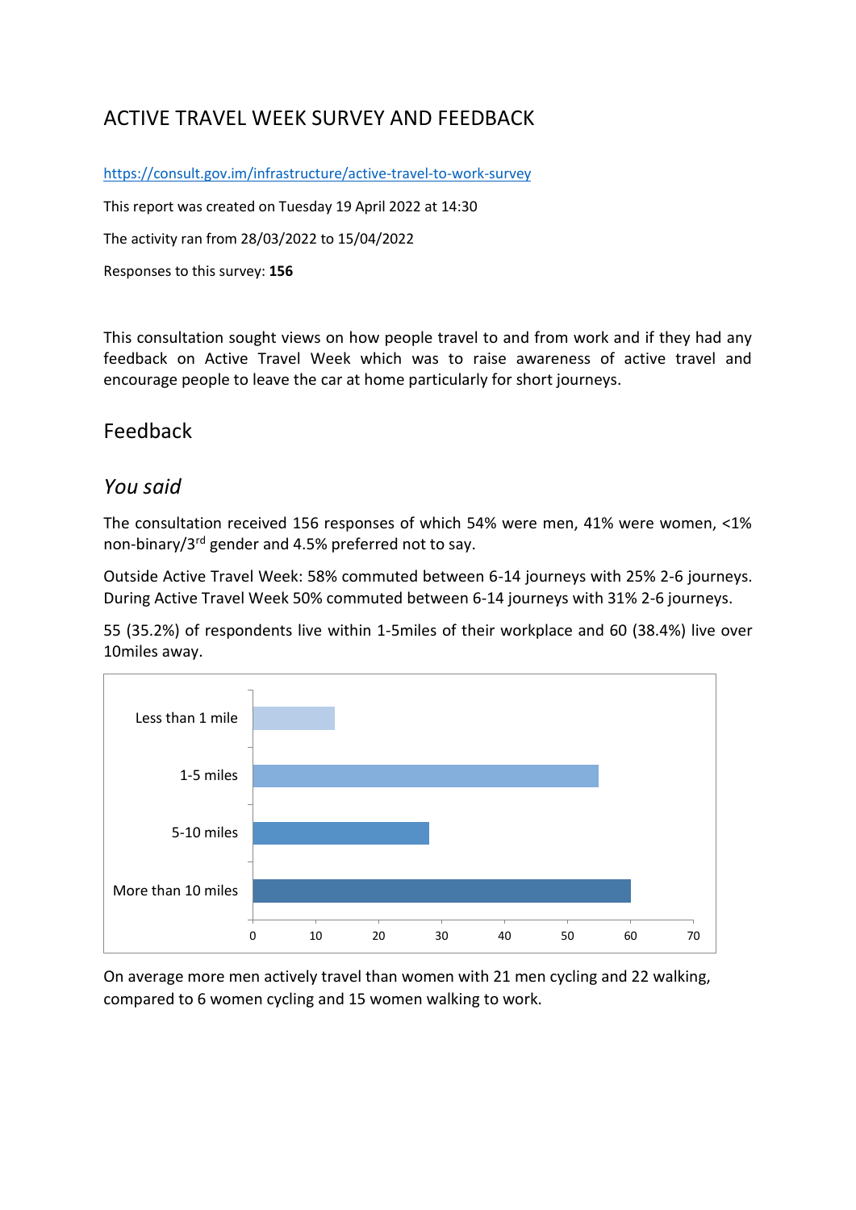# ACTIVE TRAVEL WEEK SURVEY AND FEEDBACK

https://consult.gov.im/infrastructure/active-travel-to-work-survey

This report was created on Tuesday 19 April 2022 at 14:30

The activity ran from 28/03/2022 to 15/04/2022

Responses to this survey: **156**

This consultation sought views on how people travel to and from work and if they had any feedback on Active Travel Week which was to raise awareness of active travel and encourage people to leave the car at home particularly for short journeys.

## Feedback

### *You said*

The consultation received 156 responses of which 54% were men, 41% were women, <1% non-binary/3rd gender and 4.5% preferred not to say.

Outside Active Travel Week: 58% commuted between 6-14 journeys with 25% 2-6 journeys. During Active Travel Week 50% commuted between 6-14 journeys with 31% 2-6 journeys.

55 (35.2%) of respondents live within 1-5miles of their workplace and 60 (38.4%) live over 10miles away.

| Distance | Respondents |
|---|---|
| Less than 1 mile | 13 |
| 1-5 miles | 55 |
| 5-10 miles | 28 |
| More than 10 miles | 60 |

On average more men actively travel than women with 21 men cycling and 22 walking, compared to 6 women cycling and 15 women walking to work.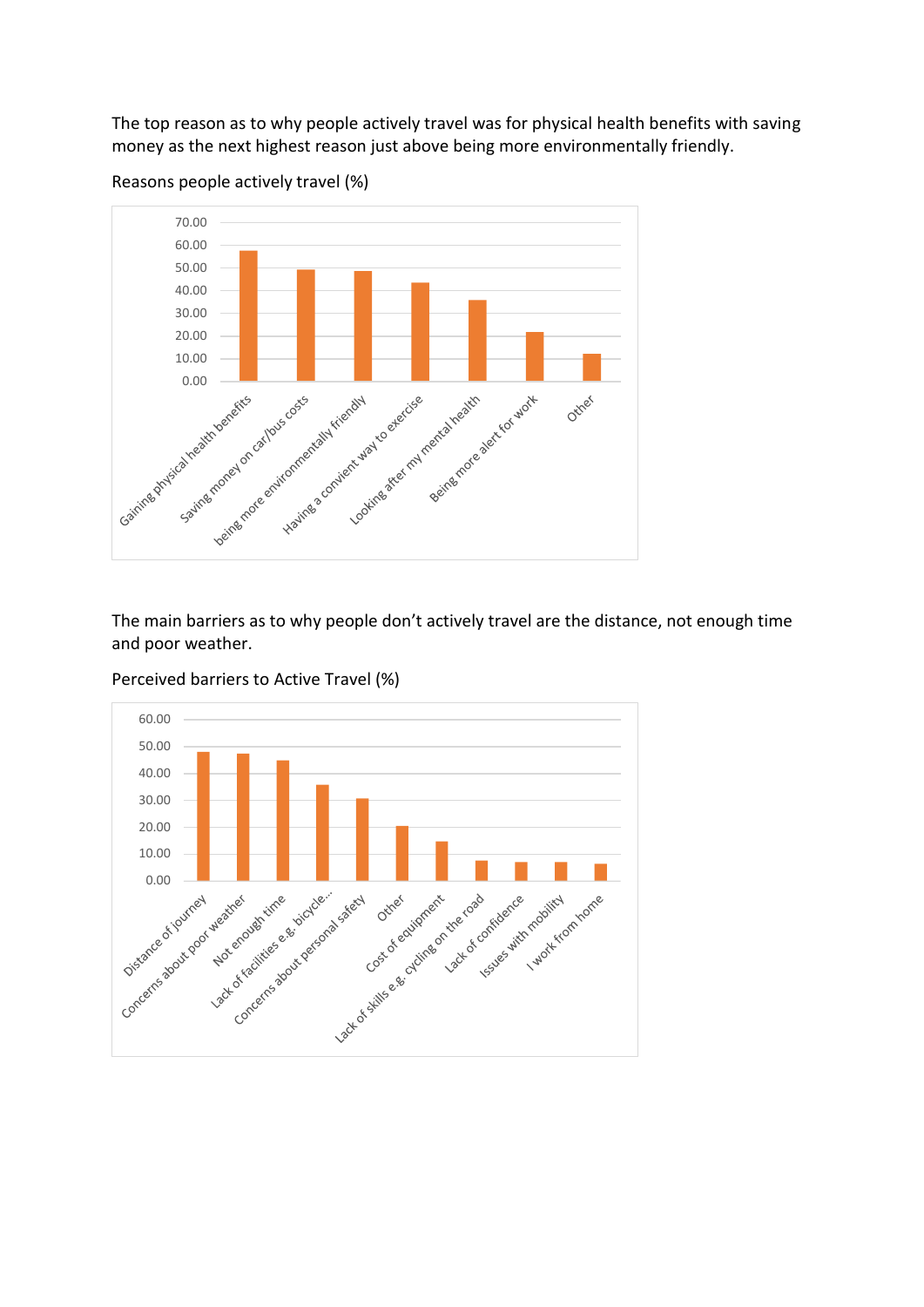The top reason as to why people actively travel was for physical health benefits with saving money as the next highest reason just above being more environmentally friendly.

Reasons people actively travel (%)

| Reason | % |
|---|---|
| Gaining physical health benefits | 57.5 |
| Saving money on car/bus costs | 49.5 |
| being more environmentally friendly | 48.5 |
| Having a convient way to exercise | 43.5 |
| Looking after my mental health | 35.5 |
| Being more alert for work | 21.5 |
| Other | 12 |

The main barriers as to why people don't actively travel are the distance, not enough time and poor weather.

Perceived barriers to Active Travel (%)

| Barrier | % |
|---|---|
| Distance of journey | 48 |
| Concerns about poor weather | 47.5 |
| Not enough time | 45 |
| Lack of facilities e.g. bicycle... | 36 |
| Concerns about personal safety | 30.5 |
| Other | 20.5 |
| Cost of equipment | 14.5 |
| Lack of skills e.g. cycling on the road | 7.5 |
| Lack of confidence | 7 |
| Issues with mobility | 7 |
| I work from home | 6.5 |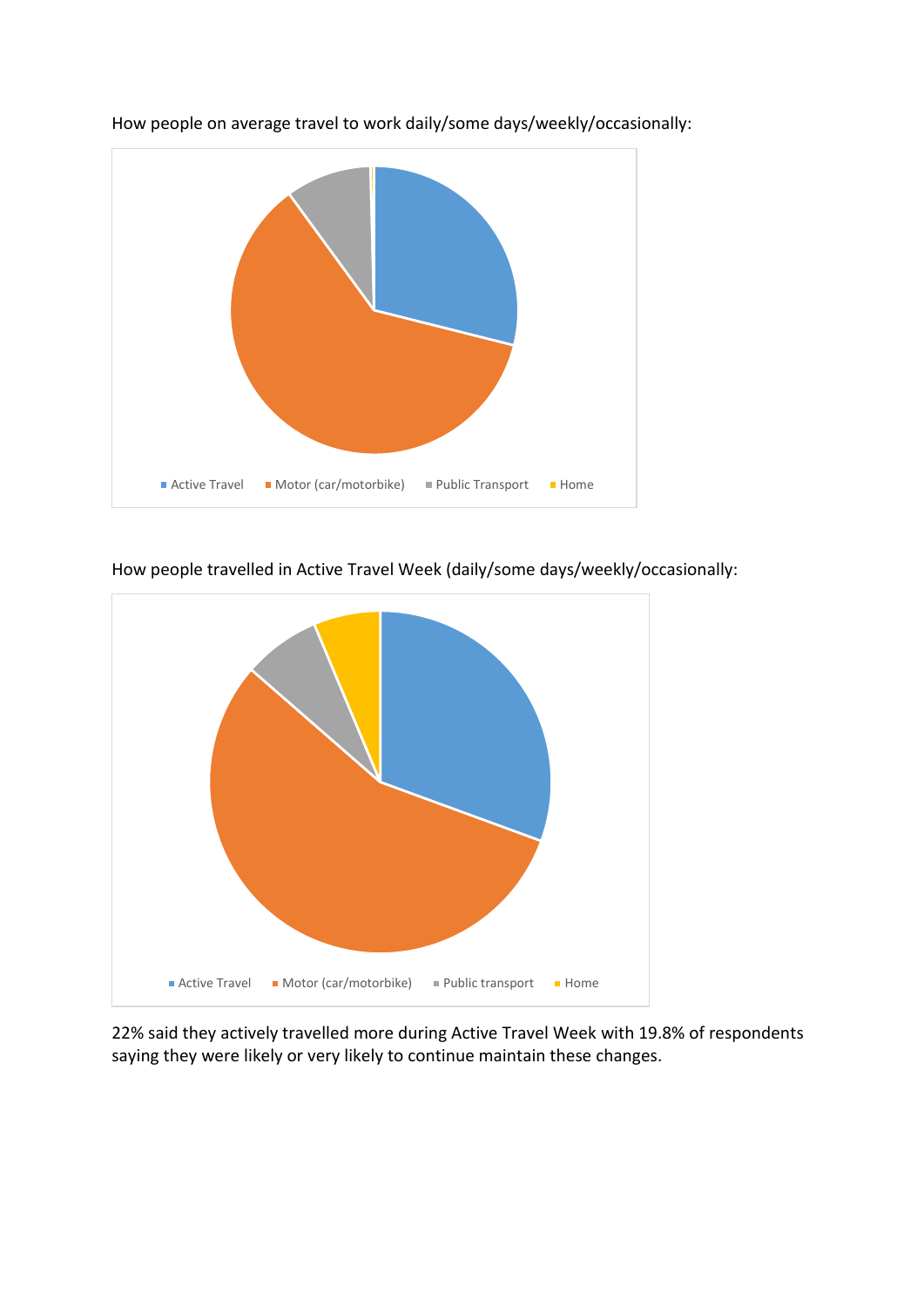How people on average travel to work daily/some days/weekly/occasionally:

Active Travel · Motor (car/motorbike) · Public Transport · Home

How people travelled in Active Travel Week (daily/some days/weekly/occasionally:

Active Travel · Motor (car/motorbike) · Public transport · Home

22% said they actively travelled more during Active Travel Week with 19.8% of respondents saying they were likely or very likely to continue maintain these changes.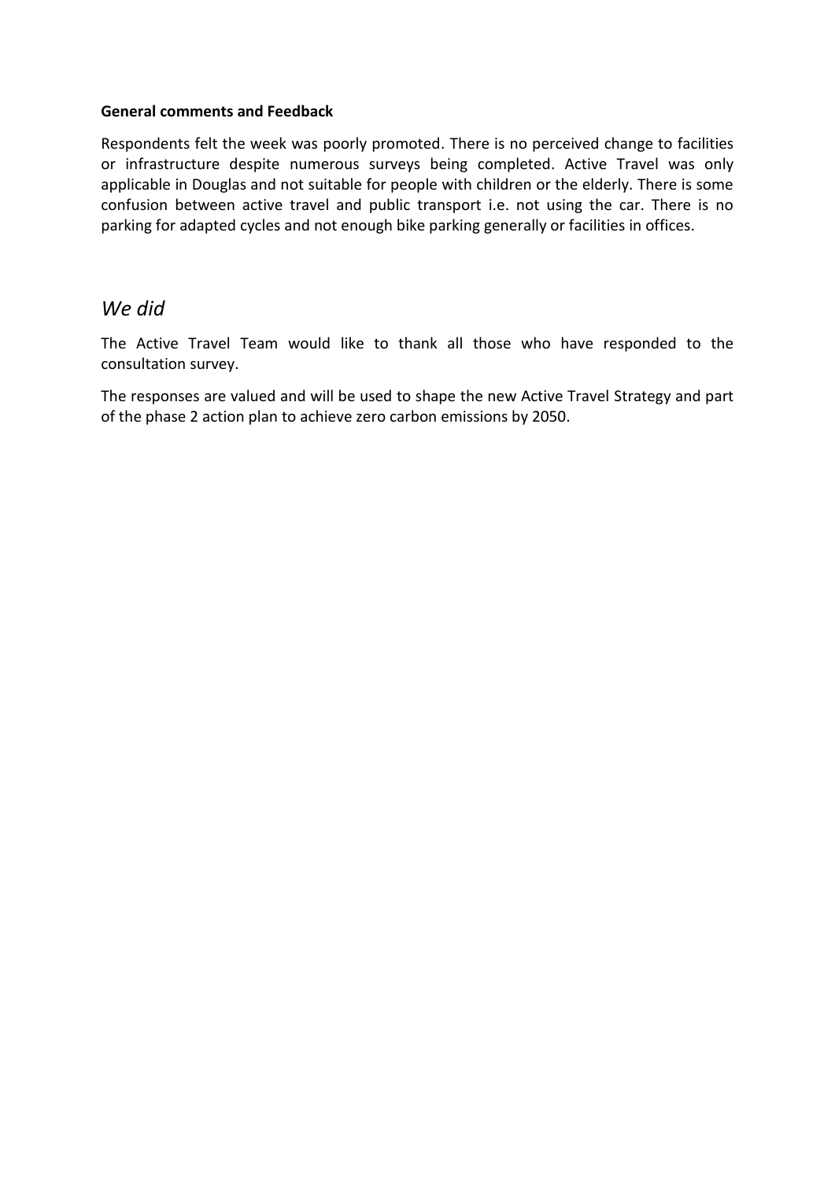**General comments and Feedback**

Respondents felt the week was poorly promoted. There is no perceived change to facilities or infrastructure despite numerous surveys being completed. Active Travel was only applicable in Douglas and not suitable for people with children or the elderly. There is some confusion between active travel and public transport i.e. not using the car. There is no parking for adapted cycles and not enough bike parking generally or facilities in offices.

## *We did*

The Active Travel Team would like to thank all those who have responded to the consultation survey.

The responses are valued and will be used to shape the new Active Travel Strategy and part of the phase 2 action plan to achieve zero carbon emissions by 2050.